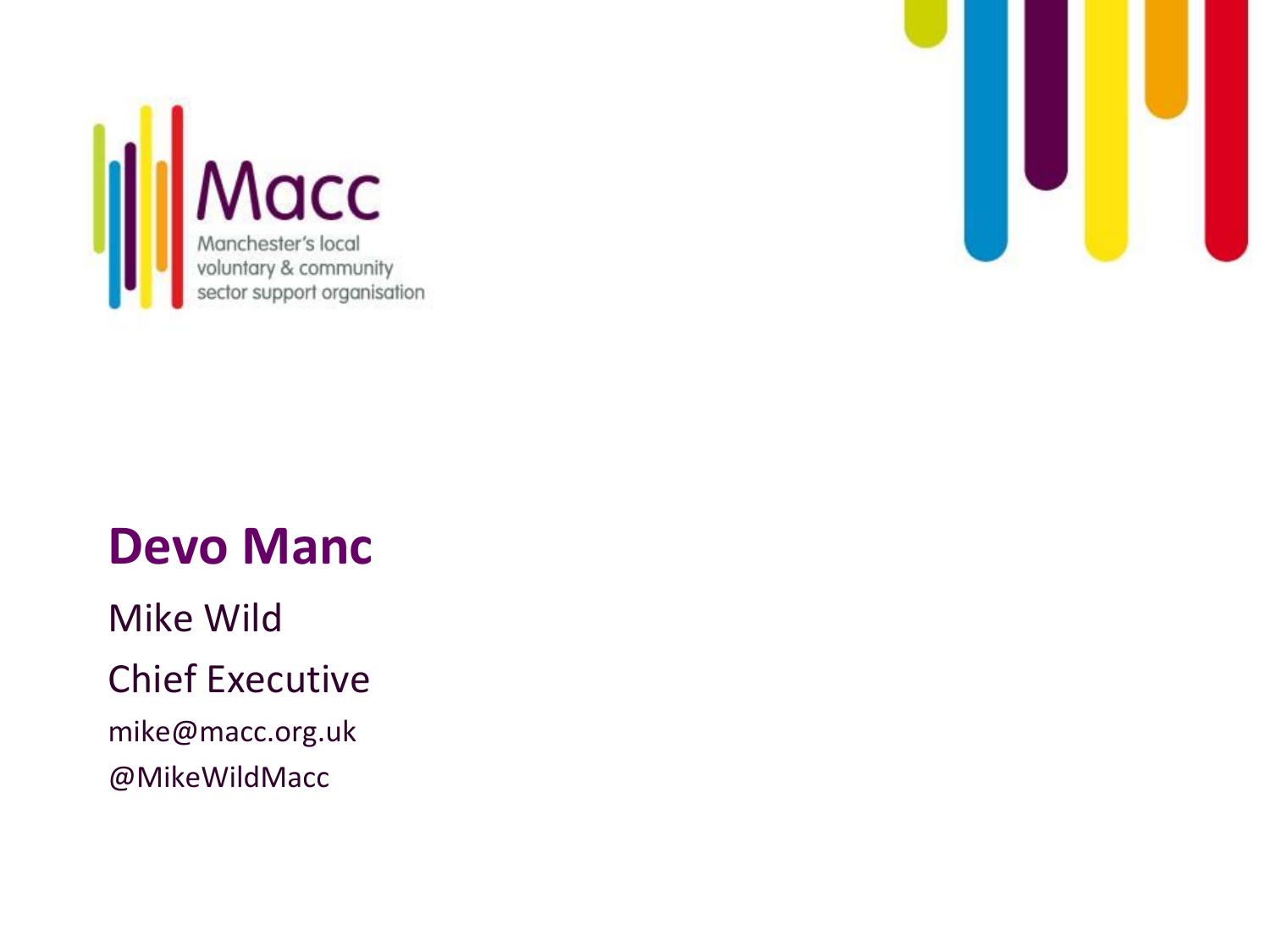Macc

Manchester's local voluntary & community sector support organisation

# Devo Manc

Mike Wild

Chief Executive

mike@macc.org.uk

@MikeWildMacc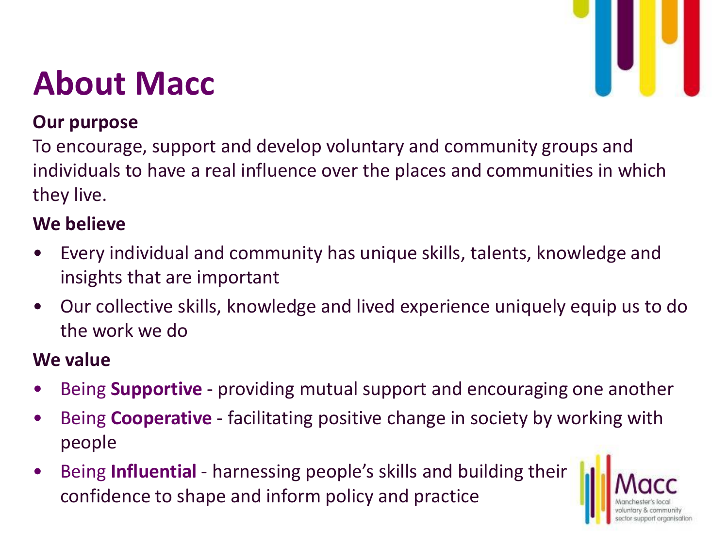# About Macc

**Our purpose**

To encourage, support and develop voluntary and community groups and individuals to have a real influence over the places and communities in which they live.

**We believe**

- Every individual and community has unique skills, talents, knowledge and insights that are important
- Our collective skills, knowledge and lived experience uniquely equip us to do the work we do

**We value**

- Being **Supportive** - providing mutual support and encouraging one another
- Being **Cooperative** - facilitating positive change in society by working with people
- Being **Influential** - harnessing people's skills and building their confidence to shape and inform policy and practice

Macc
Manchester's local voluntary & community sector support organisation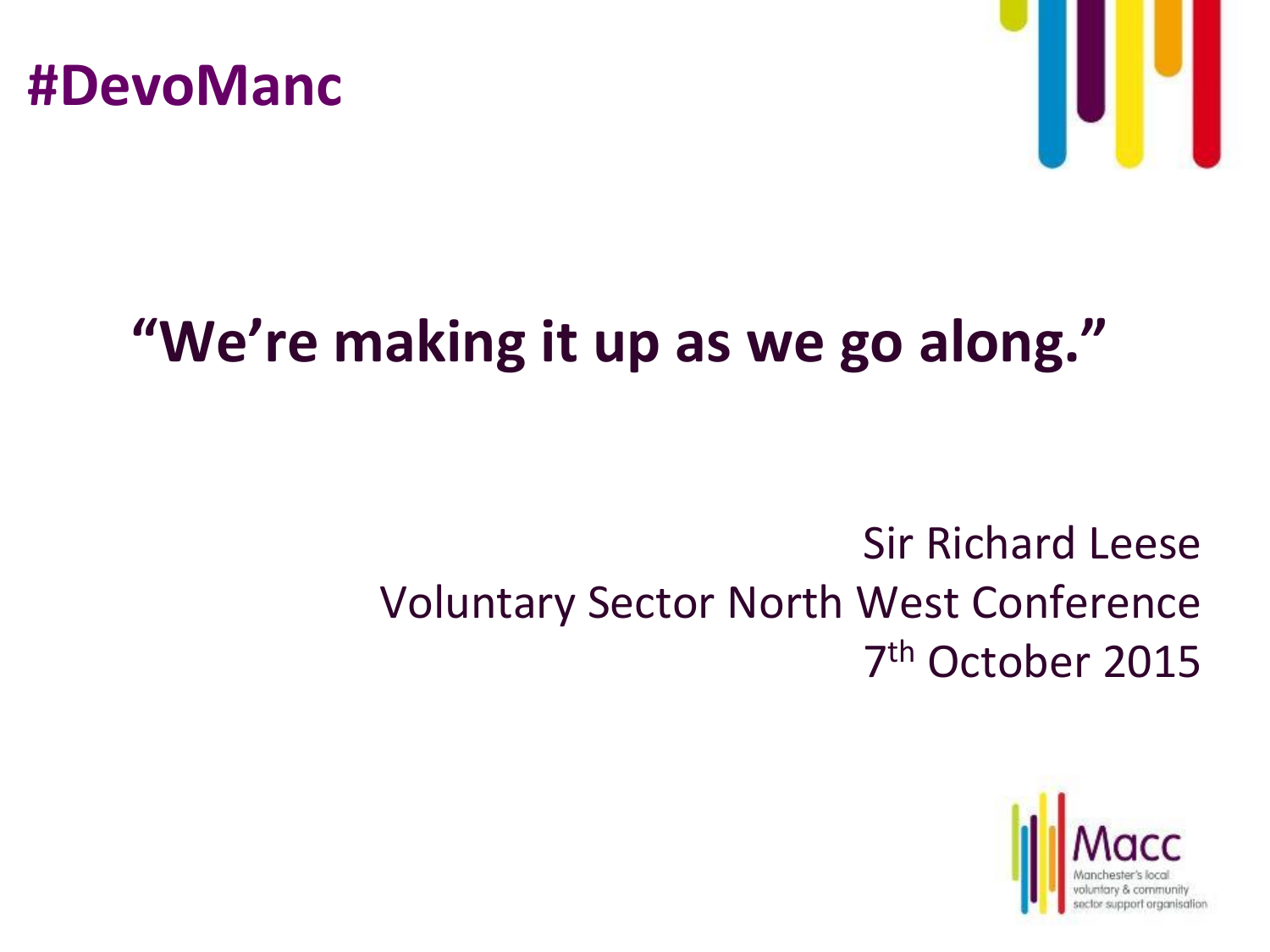#DevoManc

## "We're making it up as we go along."

Sir Richard Leese
Voluntary Sector North West Conference
7th October 2015

Macc
Manchester's local voluntary & community sector support organisation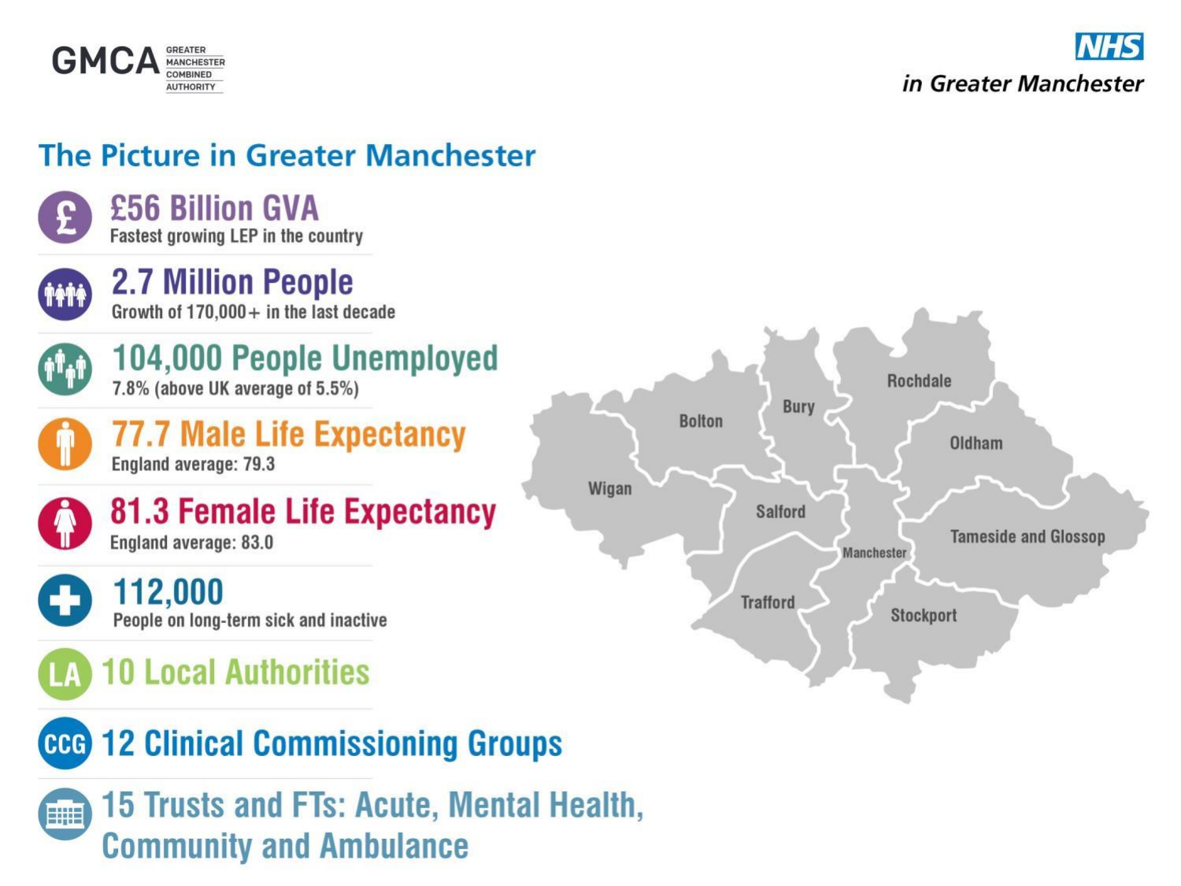# The Picture in Greater Manchester

**£56 Billion GVA**
Fastest growing LEP in the country

**2.7 Million People**
Growth of 170,000+ in the last decade

**104,000 People Unemployed**
7.8% (above UK average of 5.5%)

**77.7 Male Life Expectancy**
England average: 79.3

**81.3 Female Life Expectancy**
England average: 83.0

**112,000**
People on long-term sick and inactive

**10 Local Authorities**

**12 Clinical Commissioning Groups**

**15 Trusts and FTs: Acute, Mental Health, Community and Ambulance**

Wigan, Bolton, Bury, Rochdale, Oldham, Salford, Manchester, Tameside and Glossop, Trafford, Stockport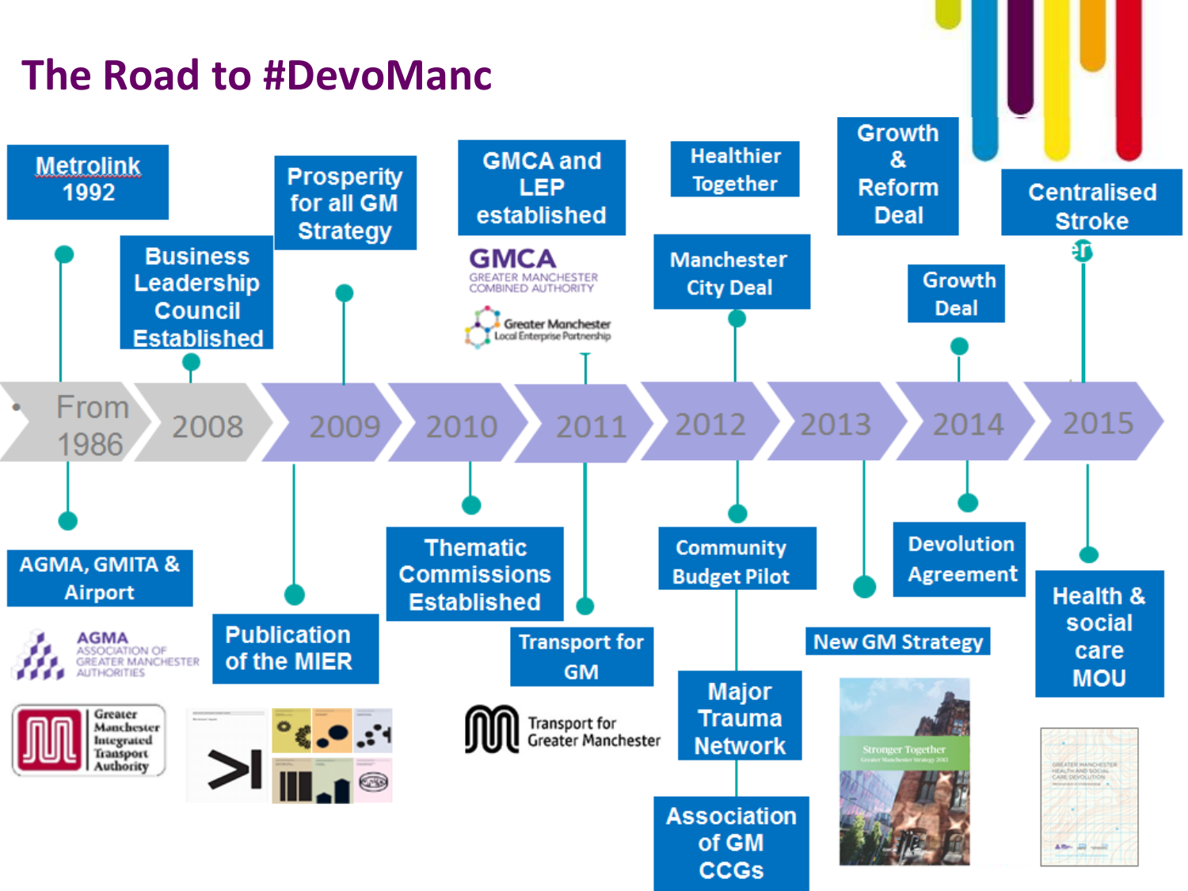# The Road to #DevoManc

- **From 1986**
  - Metrolink 1992
  - AGMA, GMITA & Airport
- **2008**
  - Business Leadership Council Established
- **2009**
  - Prosperity for all GM Strategy
  - Publication of the MIER
- **2010**
  - Thematic Commissions Established
- **2011**
  - GMCA and LEP established
  - Transport for GM
- **2012**
  - Healthier Together
  - Manchester City Deal
  - Community Budget Pilot
  - Major Trauma Network
  - Association of GM CCGs
- **2013**
  - New GM Strategy
- **2014**
  - Growth & Reform Deal
  - Growth Deal
  - Devolution Agreement
- **2015**
  - Centralised Stroke
  - Health & social care MOU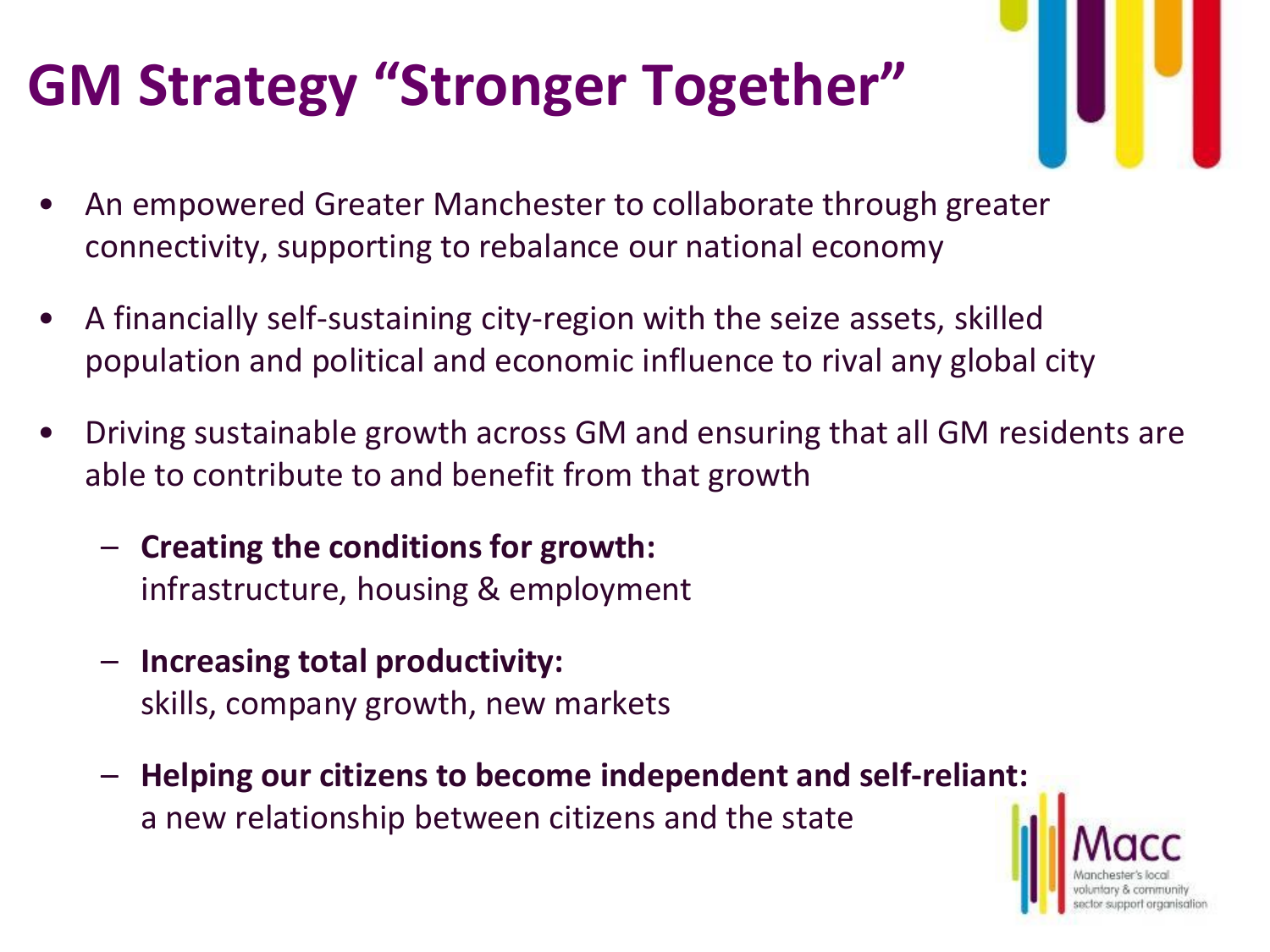# GM Strategy "Stronger Together"

- An empowered Greater Manchester to collaborate through greater connectivity, supporting to rebalance our national economy
- A financially self-sustaining city-region with the seize assets, skilled population and political and economic influence to rival any global city
- Driving sustainable growth across GM and ensuring that all GM residents are able to contribute to and benefit from that growth
  - **Creating the conditions for growth:** infrastructure, housing & employment
  - **Increasing total productivity:** skills, company growth, new markets
  - **Helping our citizens to become independent and self-reliant:** a new relationship between citizens and the state

Macc
Manchester's local voluntary & community sector support organisation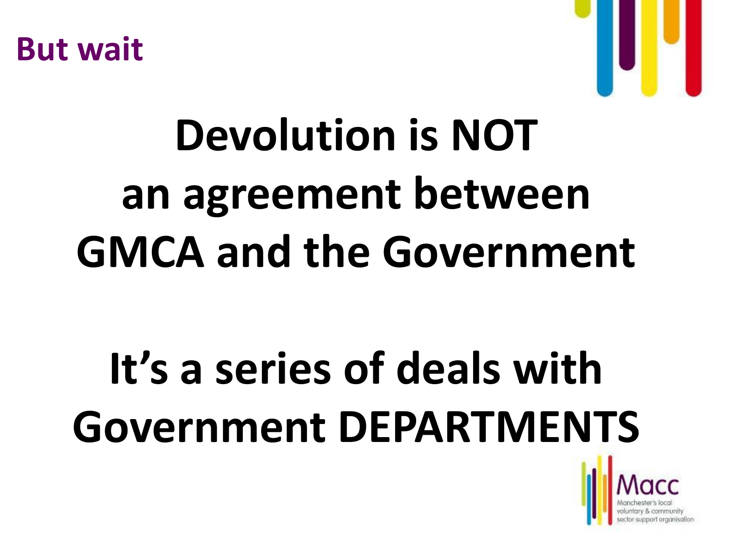## But wait

# Devolution is NOT an agreement between GMCA and the Government

# It's a series of deals with Government DEPARTMENTS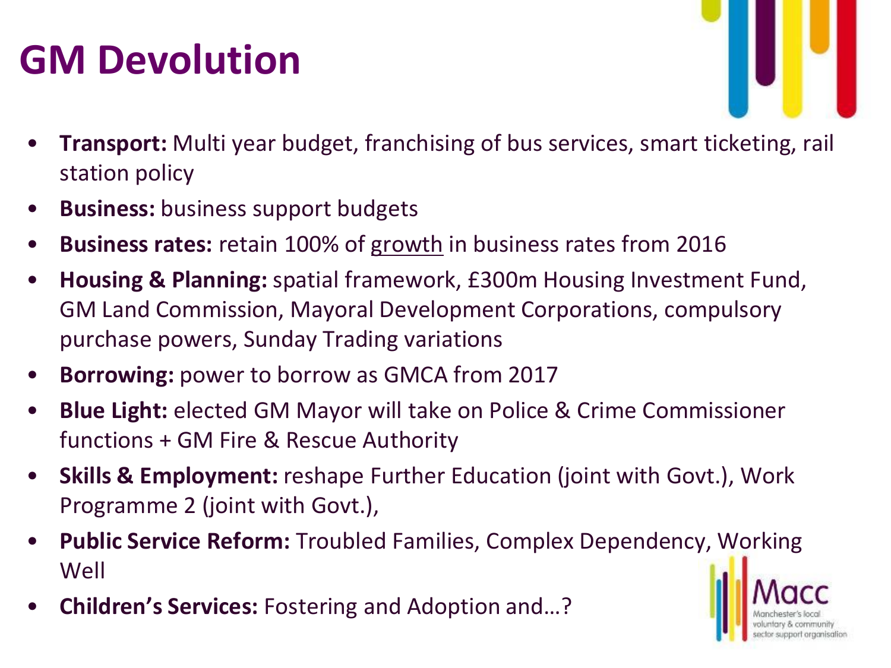# GM Devolution

- **Transport:** Multi year budget, franchising of bus services, smart ticketing, rail station policy
- **Business:** business support budgets
- **Business rates:** retain 100% of <u>growth</u> in business rates from 2016
- **Housing & Planning:** spatial framework, £300m Housing Investment Fund, GM Land Commission, Mayoral Development Corporations, compulsory purchase powers, Sunday Trading variations
- **Borrowing:** power to borrow as GMCA from 2017
- **Blue Light:** elected GM Mayor will take on Police & Crime Commissioner functions + GM Fire & Rescue Authority
- **Skills & Employment:** reshape Further Education (joint with Govt.), Work Programme 2 (joint with Govt.),
- **Public Service Reform:** Troubled Families, Complex Dependency, Working Well
- **Children's Services:** Fostering and Adoption and…?

Macc
Manchester's local voluntary & community sector support organisation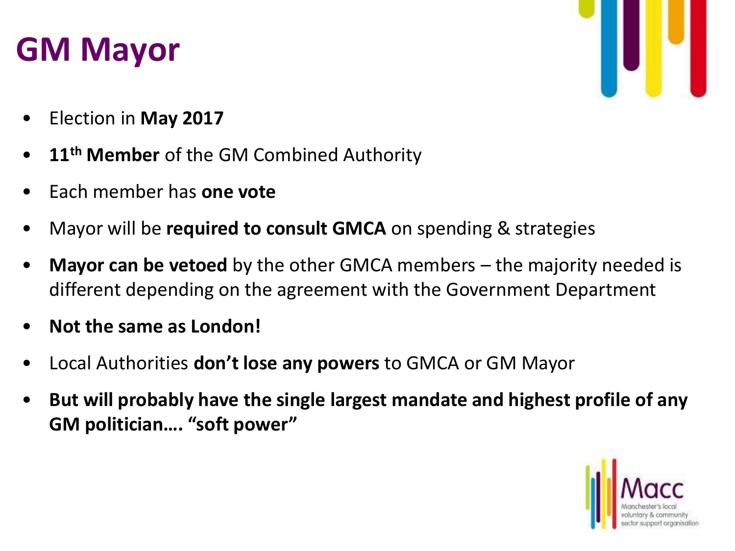# GM Mayor

- Election in **May 2017**
- **11th Member** of the GM Combined Authority
- Each member has **one vote**
- Mayor will be **required to consult GMCA** on spending & strategies
- **Mayor can be vetoed** by the other GMCA members – the majority needed is different depending on the agreement with the Government Department
- **Not the same as London!**
- Local Authorities **don't lose any powers** to GMCA or GM Mayor
- **But will probably have the single largest mandate and highest profile of any GM politician…. "soft power"**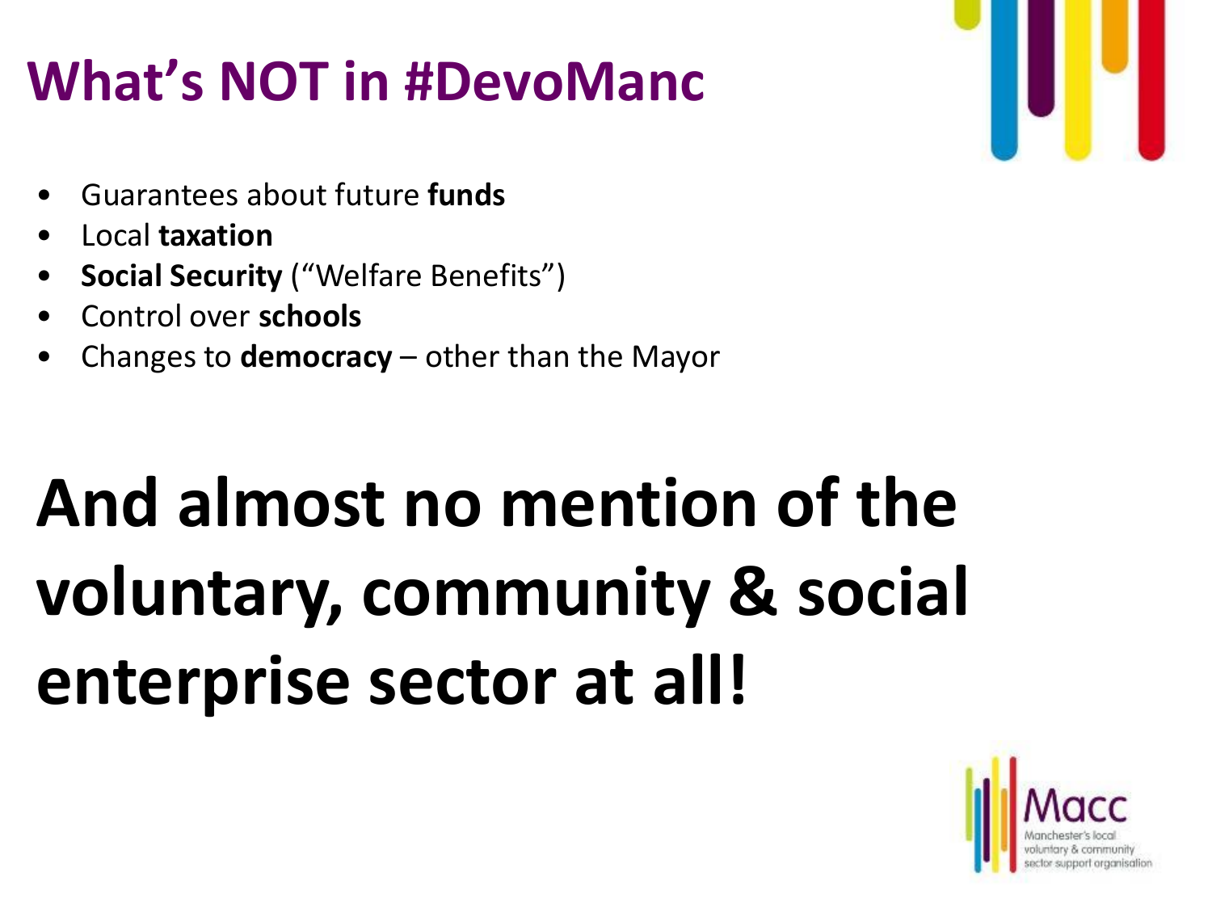# What's NOT in #DevoManc

- Guarantees about future **funds**
- Local **taxation**
- **Social Security** ("Welfare Benefits")
- Control over **schools**
- Changes to **democracy** – other than the Mayor

**And almost no mention of the voluntary, community & social enterprise sector at all!**

Macc
Manchester's local voluntary & community sector support organisation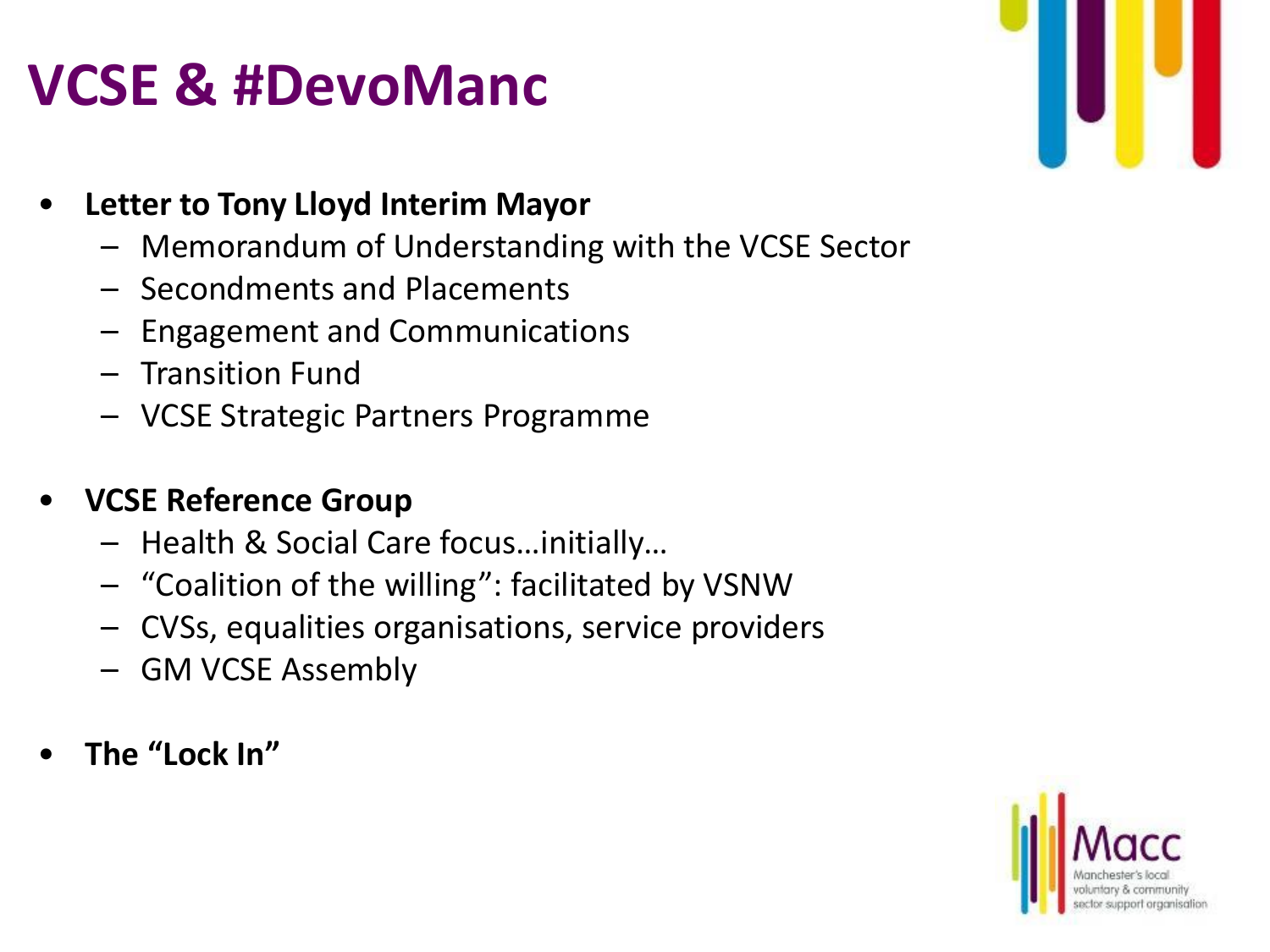# VCSE & #DevoManc

- **Letter to Tony Lloyd Interim Mayor**
  - Memorandum of Understanding with the VCSE Sector
  - Secondments and Placements
  - Engagement and Communications
  - Transition Fund
  - VCSE Strategic Partners Programme
- **VCSE Reference Group**
  - Health & Social Care focus…initially…
  - "Coalition of the willing": facilitated by VSNW
  - CVSs, equalities organisations, service providers
  - GM VCSE Assembly
- **The "Lock In"**

Macc
Manchester's local voluntary & community sector support organisation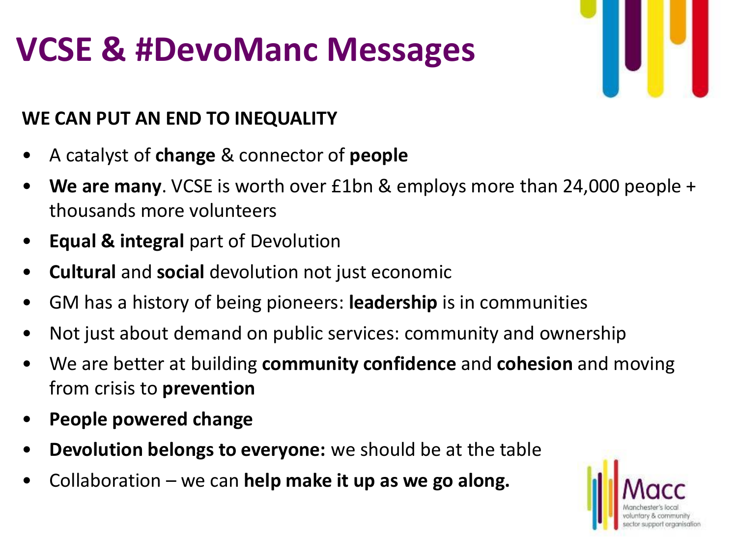# VCSE & #DevoManc Messages

**WE CAN PUT AN END TO INEQUALITY**

- A catalyst of **change** & connector of **people**
- **We are many**. VCSE is worth over £1bn & employs more than 24,000 people + thousands more volunteers
- **Equal & integral** part of Devolution
- **Cultural** and **social** devolution not just economic
- GM has a history of being pioneers: **leadership** is in communities
- Not just about demand on public services: community and ownership
- We are better at building **community confidence** and **cohesion** and moving from crisis to **prevention**
- **People powered change**
- **Devolution belongs to everyone:** we should be at the table
- Collaboration – we can **help make it up as we go along.**

Macc
Manchester's local voluntary & community sector support organisation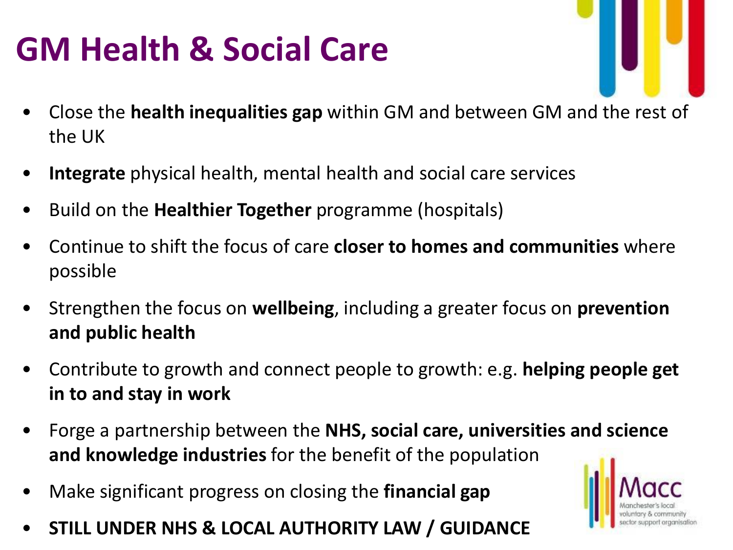# GM Health & Social Care

- Close the **health inequalities gap** within GM and between GM and the rest of the UK
- **Integrate** physical health, mental health and social care services
- Build on the **Healthier Together** programme (hospitals)
- Continue to shift the focus of care **closer to homes and communities** where possible
- Strengthen the focus on **wellbeing**, including a greater focus on **prevention and public health**
- Contribute to growth and connect people to growth: e.g. **helping people get in to and stay in work**
- Forge a partnership between the **NHS, social care, universities and science and knowledge industries** for the benefit of the population
- Make significant progress on closing the **financial gap**
- **STILL UNDER NHS & LOCAL AUTHORITY LAW / GUIDANCE**

Macc
Manchester's local voluntary & community sector support organisation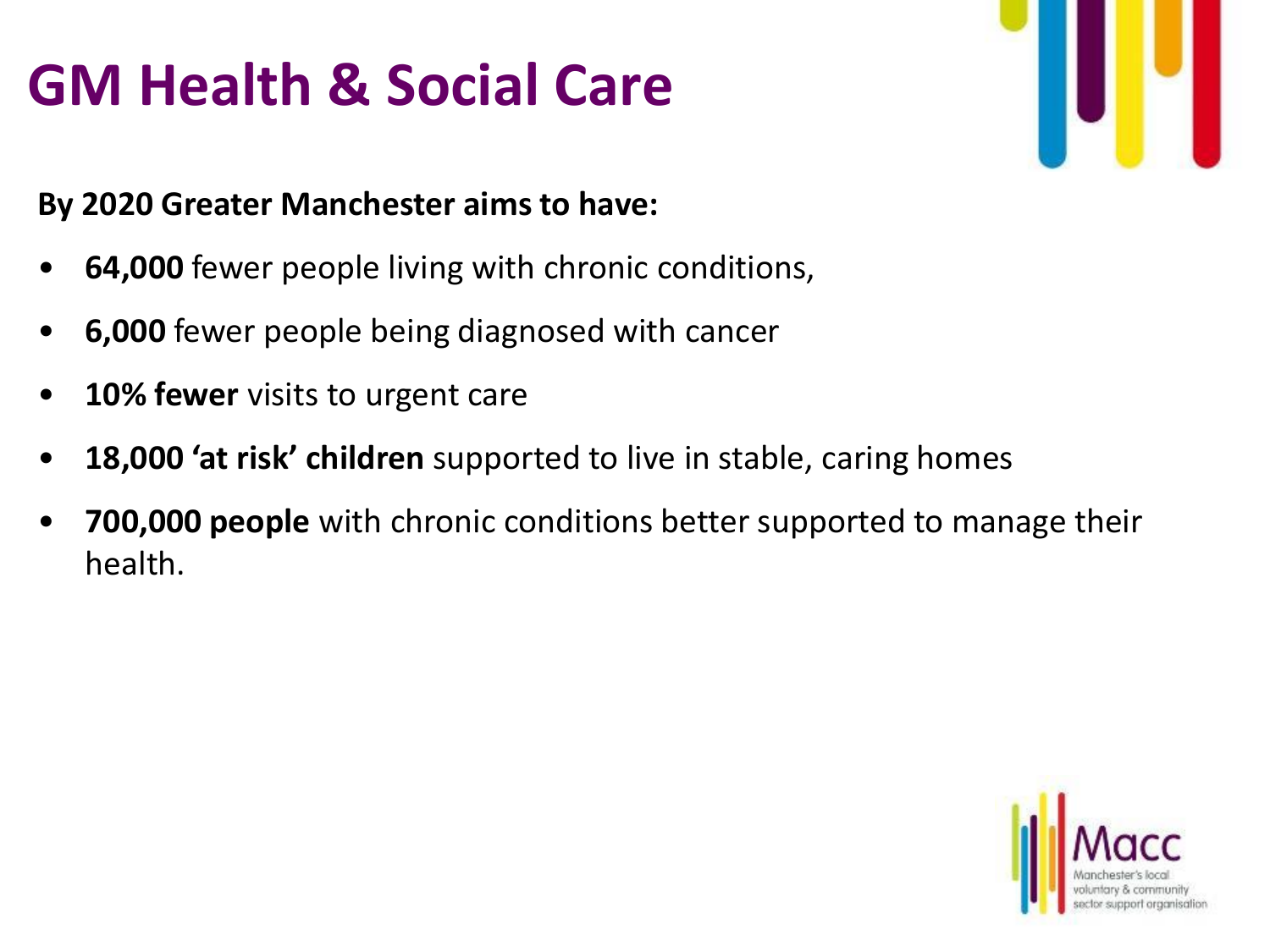# GM Health & Social Care

**By 2020 Greater Manchester aims to have:**

- **64,000** fewer people living with chronic conditions,
- **6,000** fewer people being diagnosed with cancer
- **10% fewer** visits to urgent care
- **18,000 'at risk' children** supported to live in stable, caring homes
- **700,000 people** with chronic conditions better supported to manage their health.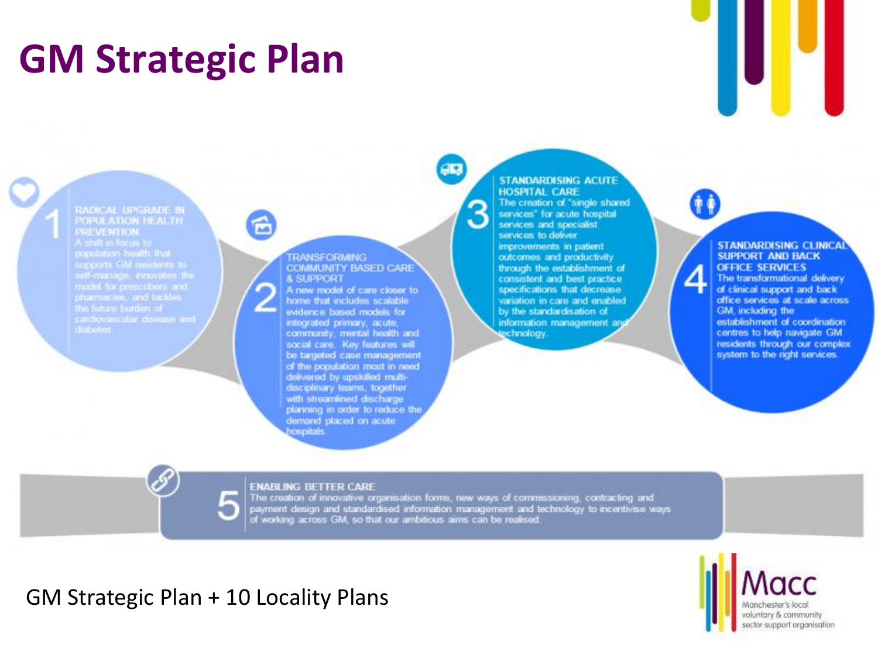# GM Strategic Plan

**1 RADICAL UPGRADE IN POPULATION HEALTH PREVENTION**

A shift in focus to population health that supports GM residents to self-manage, innovates the model for prescribers and pharmacies, and tackles the future burden of cardiovascular disease and diabetes.

**2 TRANSFORMING COMMUNITY BASED CARE & SUPPORT**

A new model of care closer to home that includes scalable evidence based models for integrated primary, acute, community, mental health and social care. Key features will be targeted case management of the population most in need delivered by upskilled multi-disciplinary teams, together with streamlined discharge planning in order to reduce the demand placed on acute hospitals.

**3 STANDARDISING ACUTE HOSPITAL CARE**

The creation of "single shared services" for acute hospital services and specialist services to deliver improvements in patient outcomes and productivity through the establishment of consistent and best practice specifications that decrease variation in care and enabled by the standardisation of information management and technology.

**4 STANDARDISING CLINICAL SUPPORT AND BACK OFFICE SERVICES**

The transformational delivery of clinical support and back office services at scale across GM, including the establishment of coordination centres to help navigate GM residents through our complex system to the right services.

**5 ENABLING BETTER CARE**

The creation of innovative organisation forms, new ways of commissioning, contracting and payment design and standardised information management and technology to incentivise ways of working across GM, so that our ambitious aims can be realised.

GM Strategic Plan + 10 Locality Plans

Macc
Manchester's local voluntary & community sector support organisation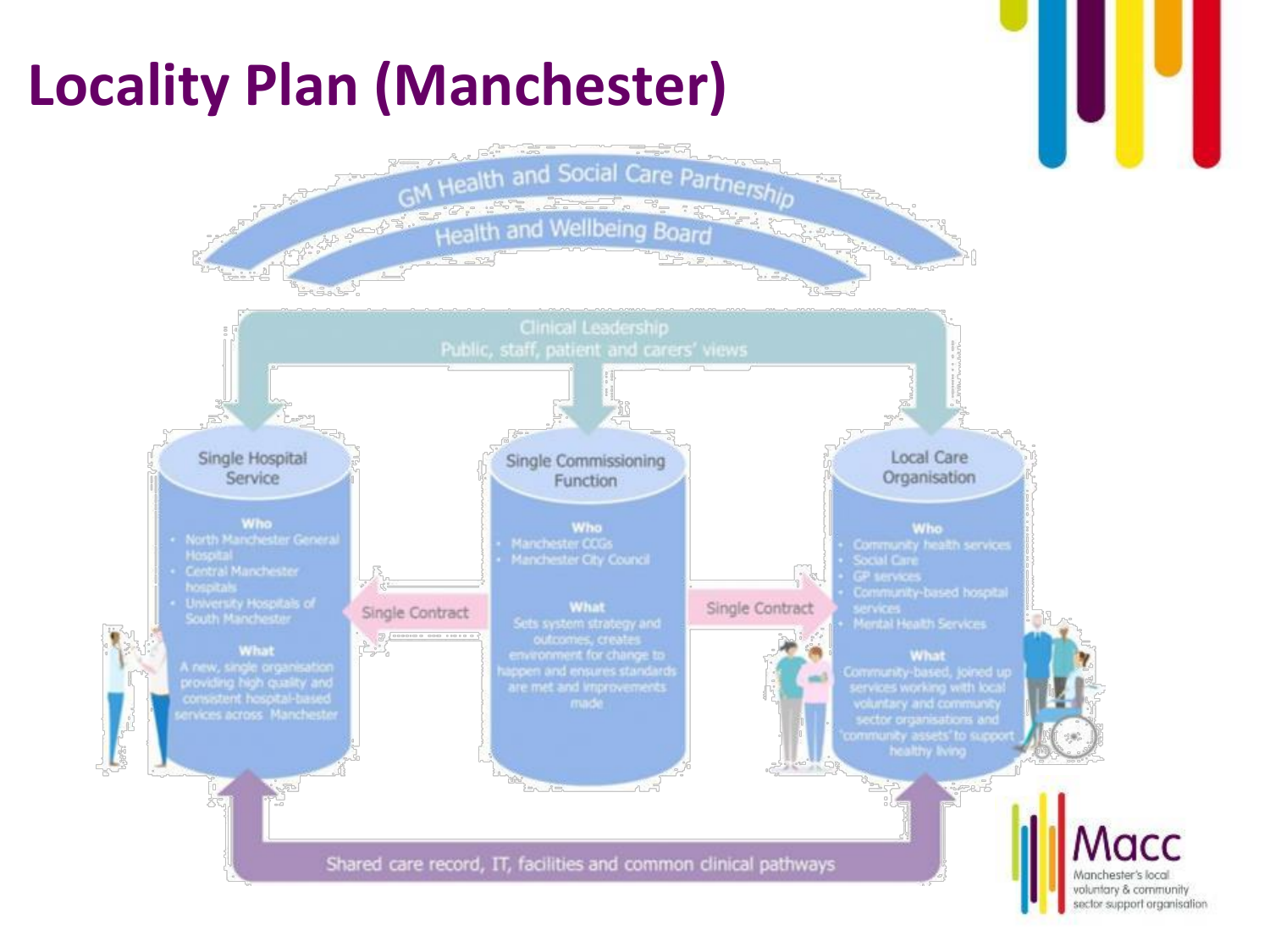# Locality Plan (Manchester)

GM Health and Social Care Partnership

Health and Wellbeing Board

Clinical Leadership
Public, staff, patient and carers' views

## Single Hospital Service

**Who**

- North Manchester General Hospital
- Central Manchester hospitals
- University Hospitals of South Manchester

**What**

A new, single organisation providing high quality and consistent hospital-based services across Manchester

Single Contract

## Single Commissioning Function

**Who**

- Manchester CCGs
- Manchester City Council

**What**

Sets system strategy and outcomes, creates environment for change to happen and ensures standards are met and improvements made

Single Contract

## Local Care Organisation

**Who**

- Community health services
- Social Care
- GP services
- Community-based hospital services
- Mental Health Services

**What**

Community-based, joined up services working with local voluntary and community sector organisations and 'community assets' to support healthy living

Shared care record, IT, facilities and common clinical pathways

Macc
Manchester's local voluntary & community sector support organisation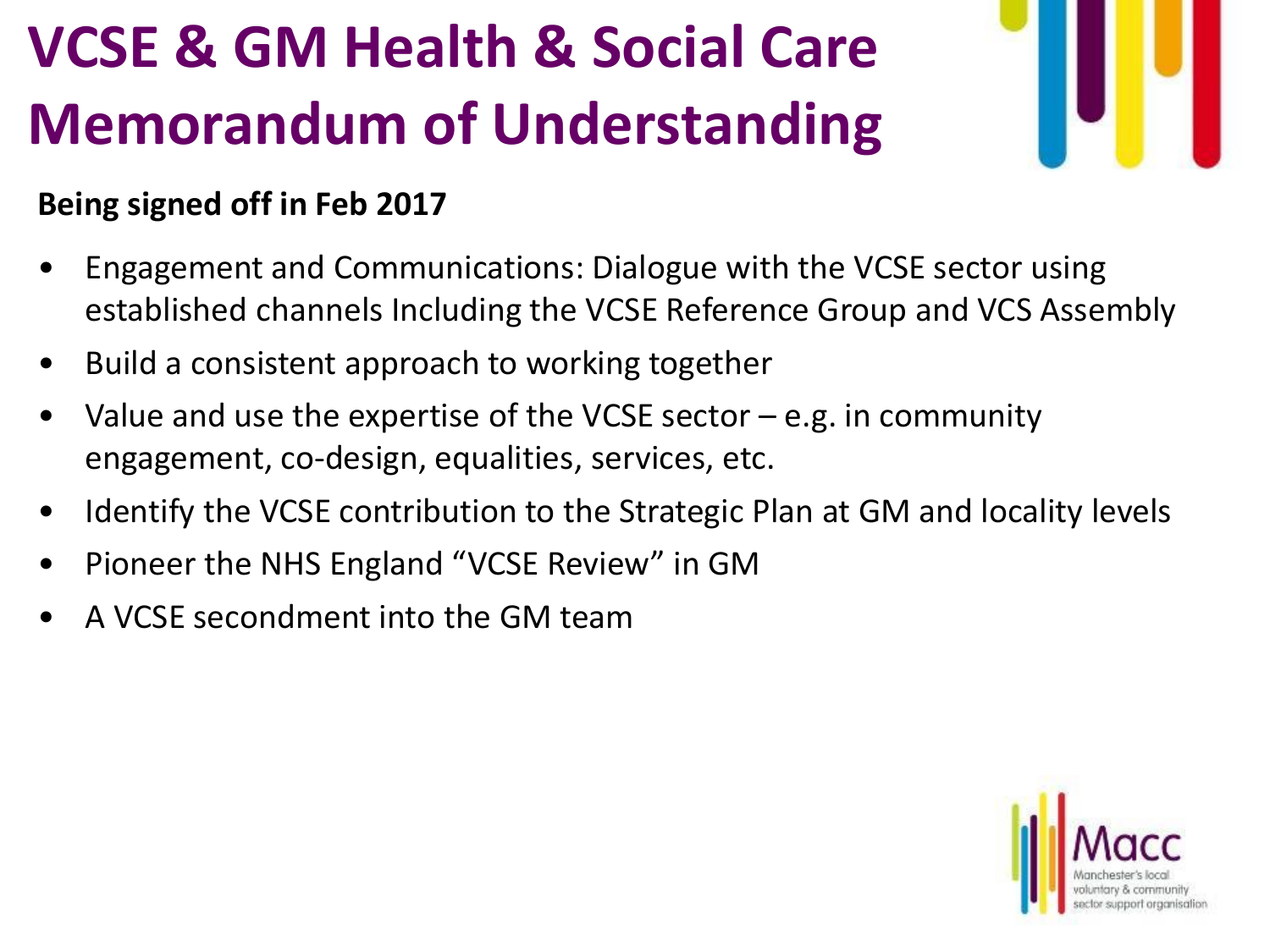# VCSE & GM Health & Social Care Memorandum of Understanding

**Being signed off in Feb 2017**

- Engagement and Communications: Dialogue with the VCSE sector using established channels Including the VCSE Reference Group and VCS Assembly
- Build a consistent approach to working together
- Value and use the expertise of the VCSE sector – e.g. in community engagement, co-design, equalities, services, etc.
- Identify the VCSE contribution to the Strategic Plan at GM and locality levels
- Pioneer the NHS England "VCSE Review" in GM
- A VCSE secondment into the GM team

Macc
Manchester's local voluntary & community sector support organisation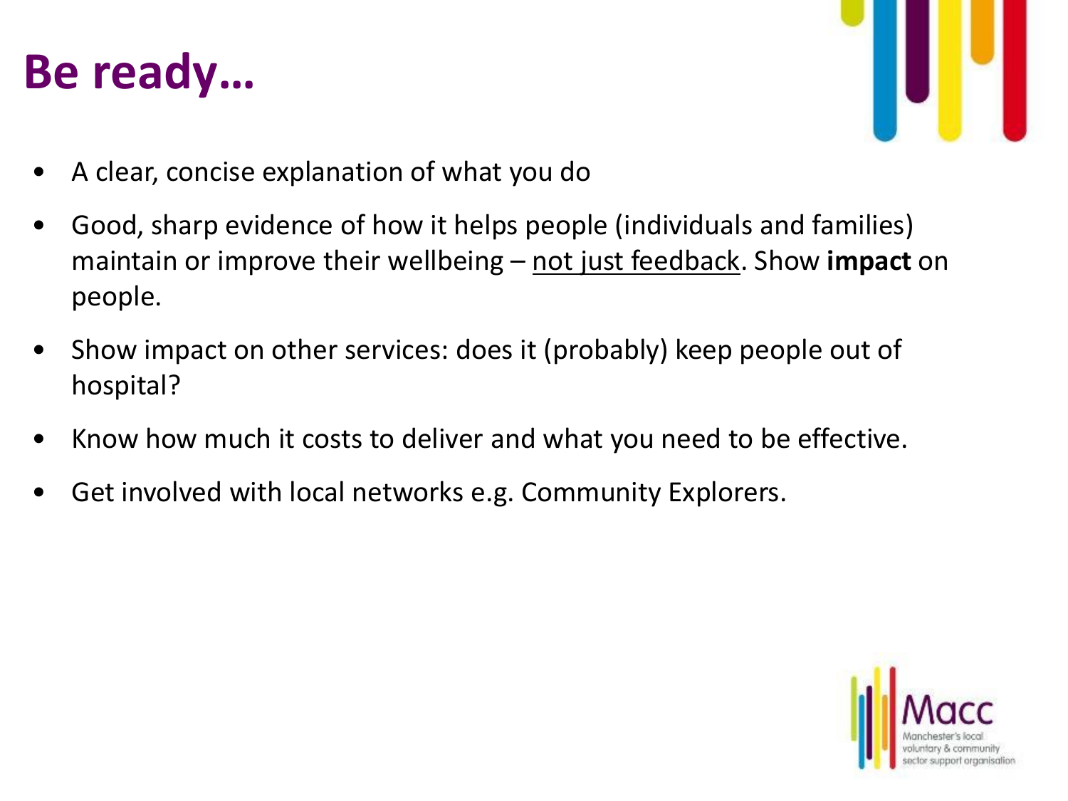# Be ready…

- A clear, concise explanation of what you do
- Good, sharp evidence of how it helps people (individuals and families) maintain or improve their wellbeing – <u>not just feedback</u>. Show **impact** on people.
- Show impact on other services: does it (probably) keep people out of hospital?
- Know how much it costs to deliver and what you need to be effective.
- Get involved with local networks e.g. Community Explorers.

Macc

Manchester's local voluntary & community sector support organisation